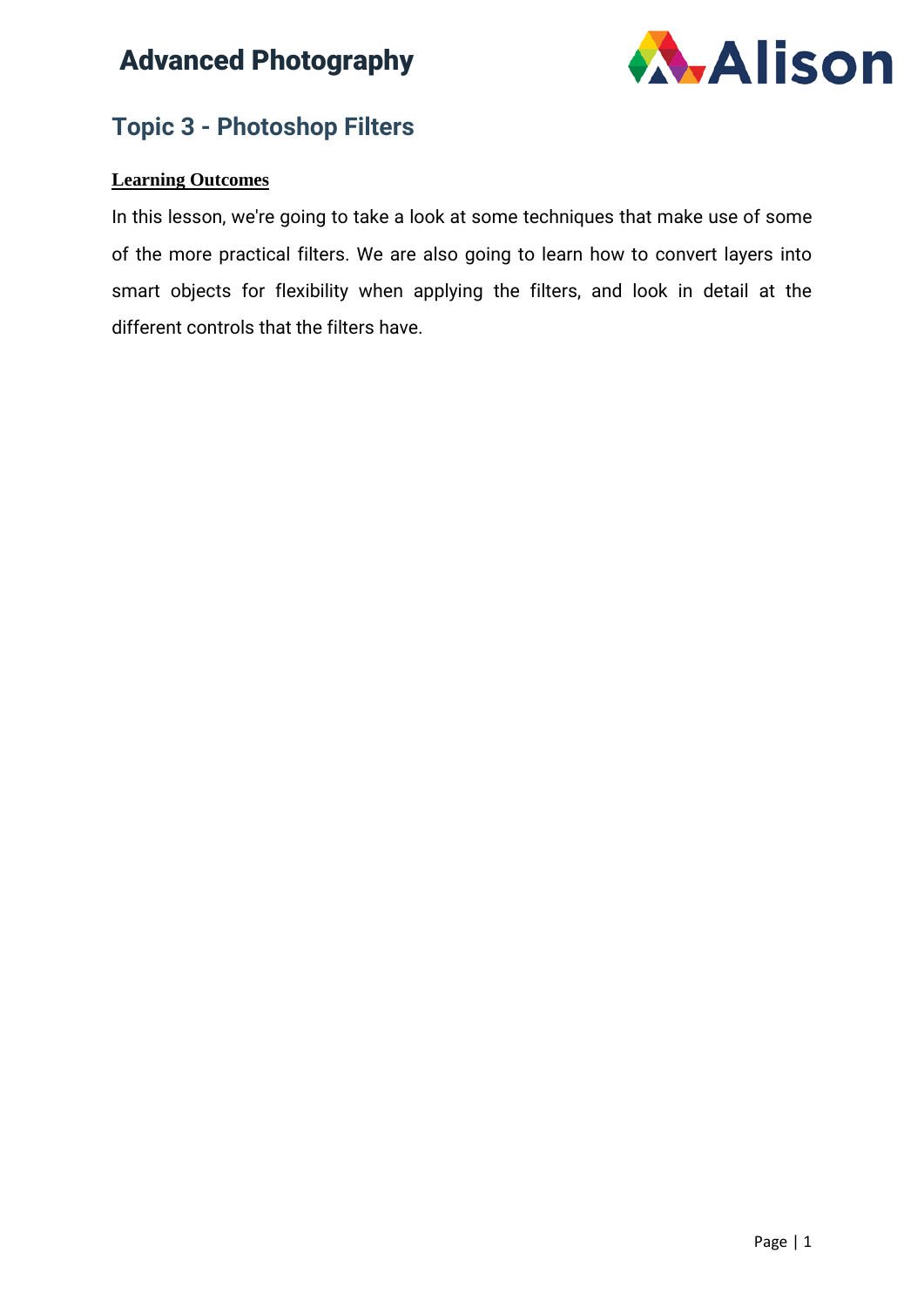# Topic 3 - Photoshop Filters

**Learning Outcomes**

In this lesson, we're going to take a look at some techniques that make use of some of the more practical filters. We are also going to learn how to convert layers into smart objects for flexibility when applying the filters, and look in detail at the different controls that the filters have.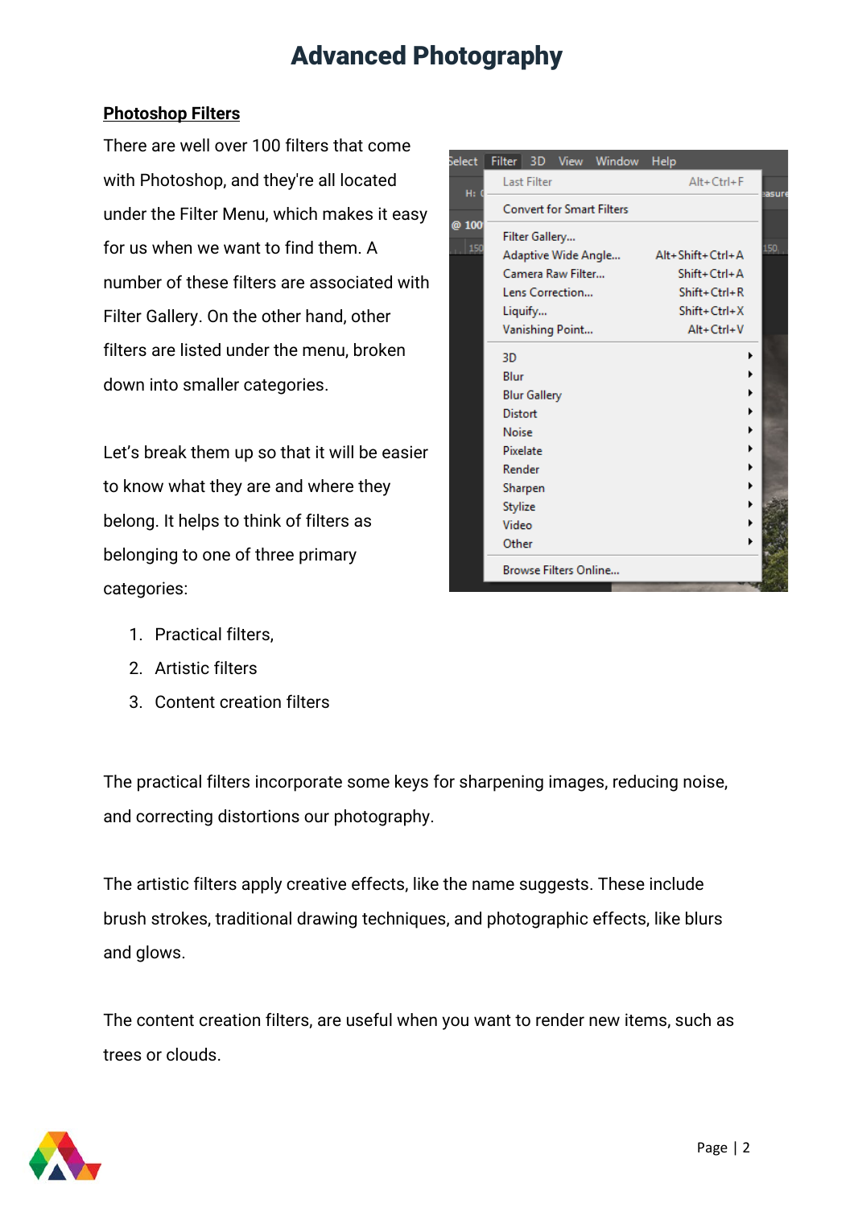# Advanced Photography

## Photoshop Filters

There are well over 100 filters that come with Photoshop, and they're all located under the Filter Menu, which makes it easy for us when we want to find them. A number of these filters are associated with Filter Gallery. On the other hand, other filters are listed under the menu, broken down into smaller categories.

Let's break them up so that it will be easier to know what they are and where they belong. It helps to think of filters as belonging to one of three primary categories:

1. Practical filters,
2. Artistic filters
3. Content creation filters

The practical filters incorporate some keys for sharpening images, reducing noise, and correcting distortions our photography.

The artistic filters apply creative effects, like the name suggests. These include brush strokes, traditional drawing techniques, and photographic effects, like blurs and glows.

The content creation filters, are useful when you want to render new items, such as trees or clouds.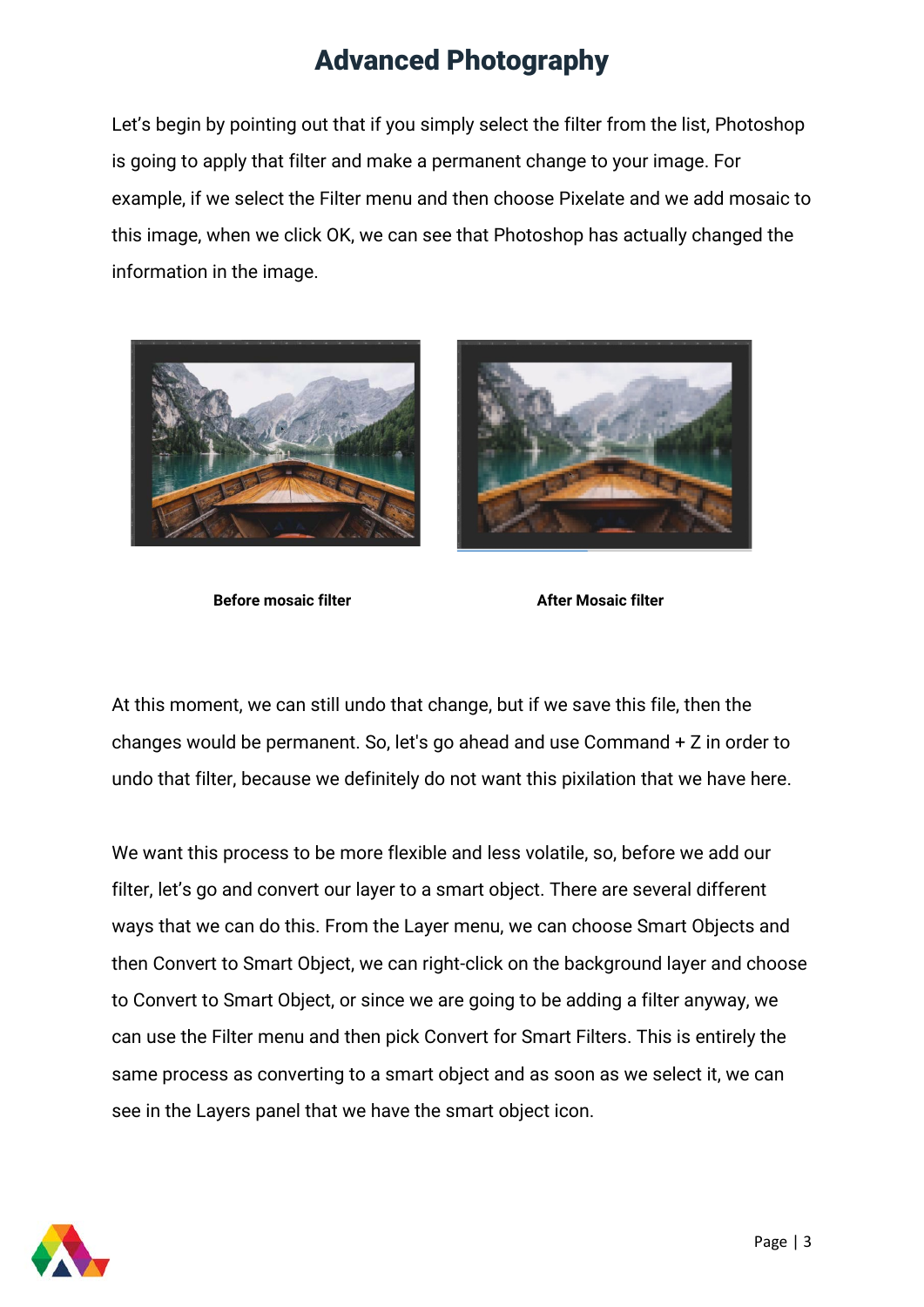# Advanced Photography

Let's begin by pointing out that if you simply select the filter from the list, Photoshop is going to apply that filter and make a permanent change to your image. For example, if we select the Filter menu and then choose Pixelate and we add mosaic to this image, when we click OK, we can see that Photoshop has actually changed the information in the image.

**Before mosaic filter** **After Mosaic filter**

At this moment, we can still undo that change, but if we save this file, then the changes would be permanent. So, let's go ahead and use Command + Z in order to undo that filter, because we definitely do not want this pixilation that we have here.

We want this process to be more flexible and less volatile, so, before we add our filter, let's go and convert our layer to a smart object. There are several different ways that we can do this. From the Layer menu, we can choose Smart Objects and then Convert to Smart Object, we can right-click on the background layer and choose to Convert to Smart Object, or since we are going to be adding a filter anyway, we can use the Filter menu and then pick Convert for Smart Filters. This is entirely the same process as converting to a smart object and as soon as we select it, we can see in the Layers panel that we have the smart object icon.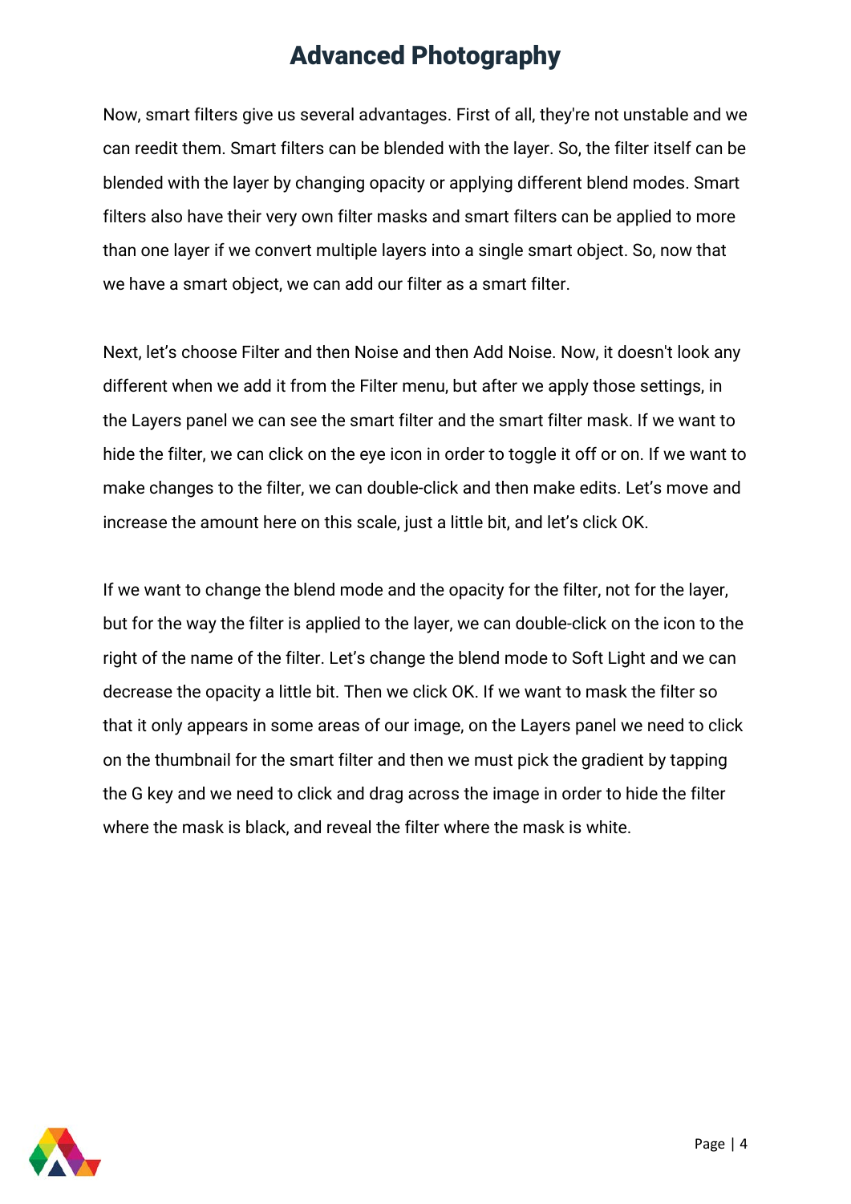Now, smart filters give us several advantages. First of all, they're not unstable and we can reedit them. Smart filters can be blended with the layer. So, the filter itself can be blended with the layer by changing opacity or applying different blend modes. Smart filters also have their very own filter masks and smart filters can be applied to more than one layer if we convert multiple layers into a single smart object. So, now that we have a smart object, we can add our filter as a smart filter.

Next, let's choose Filter and then Noise and then Add Noise. Now, it doesn't look any different when we add it from the Filter menu, but after we apply those settings, in the Layers panel we can see the smart filter and the smart filter mask. If we want to hide the filter, we can click on the eye icon in order to toggle it off or on. If we want to make changes to the filter, we can double-click and then make edits. Let's move and increase the amount here on this scale, just a little bit, and let's click OK.

If we want to change the blend mode and the opacity for the filter, not for the layer, but for the way the filter is applied to the layer, we can double-click on the icon to the right of the name of the filter. Let's change the blend mode to Soft Light and we can decrease the opacity a little bit. Then we click OK. If we want to mask the filter so that it only appears in some areas of our image, on the Layers panel we need to click on the thumbnail for the smart filter and then we must pick the gradient by tapping the G key and we need to click and drag across the image in order to hide the filter where the mask is black, and reveal the filter where the mask is white.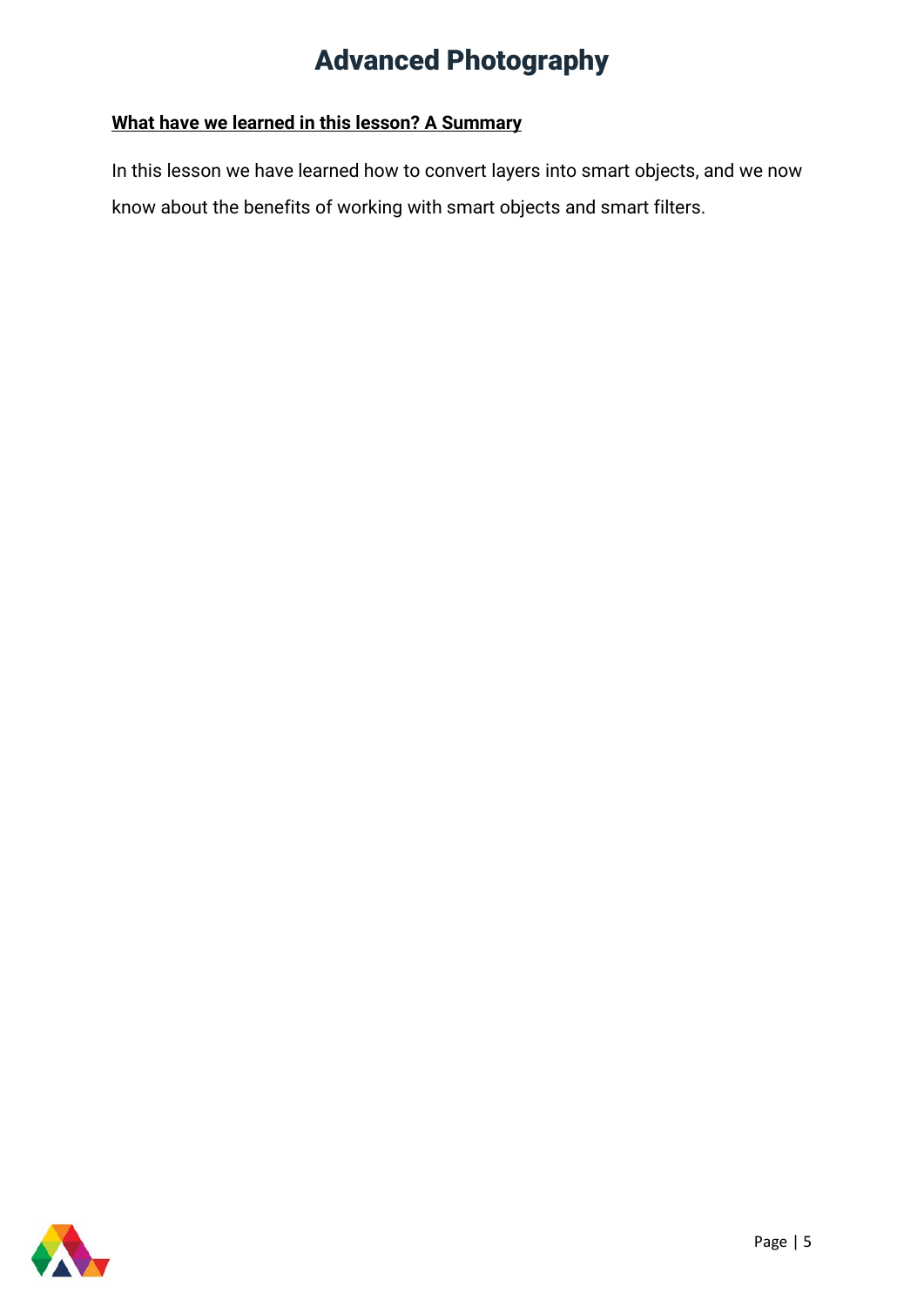**What have we learned in this lesson? A Summary**

In this lesson we have learned how to convert layers into smart objects, and we now know about the benefits of working with smart objects and smart filters.